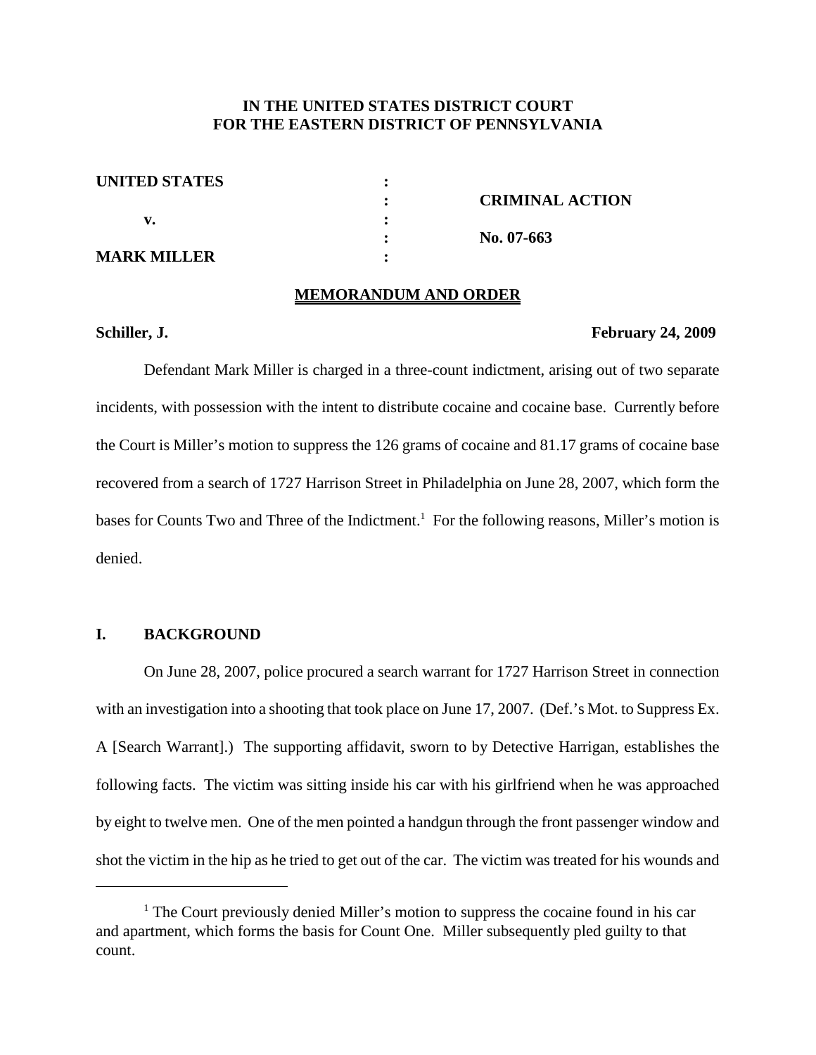**IN THE UNITED STATES DISTRICT COURT**
**FOR THE EASTERN DISTRICT OF PENNSYLVANIA**

| | | |
|---|---|---|
| **UNITED STATES** | : | |
| | : | **CRIMINAL ACTION** |
| **v.** | : | |
| | : | **No. 07-663** |
| **MARK MILLER** | : | |

**MEMORANDUM AND ORDER**

**Schiller, J.** **February 24, 2009**

Defendant Mark Miller is charged in a three-count indictment, arising out of two separate incidents, with possession with the intent to distribute cocaine and cocaine base. Currently before the Court is Miller's motion to suppress the 126 grams of cocaine and 81.17 grams of cocaine base recovered from a search of 1727 Harrison Street in Philadelphia on June 28, 2007, which form the bases for Counts Two and Three of the Indictment.[1] For the following reasons, Miller's motion is denied.

## I. BACKGROUND

On June 28, 2007, police procured a search warrant for 1727 Harrison Street in connection with an investigation into a shooting that took place on June 17, 2007. (Def.'s Mot. to Suppress Ex. A [Search Warrant].) The supporting affidavit, sworn to by Detective Harrigan, establishes the following facts. The victim was sitting inside his car with his girlfriend when he was approached by eight to twelve men. One of the men pointed a handgun through the front passenger window and shot the victim in the hip as he tried to get out of the car. The victim was treated for his wounds and

[1] The Court previously denied Miller's motion to suppress the cocaine found in his car and apartment, which forms the basis for Count One. Miller subsequently pled guilty to that count.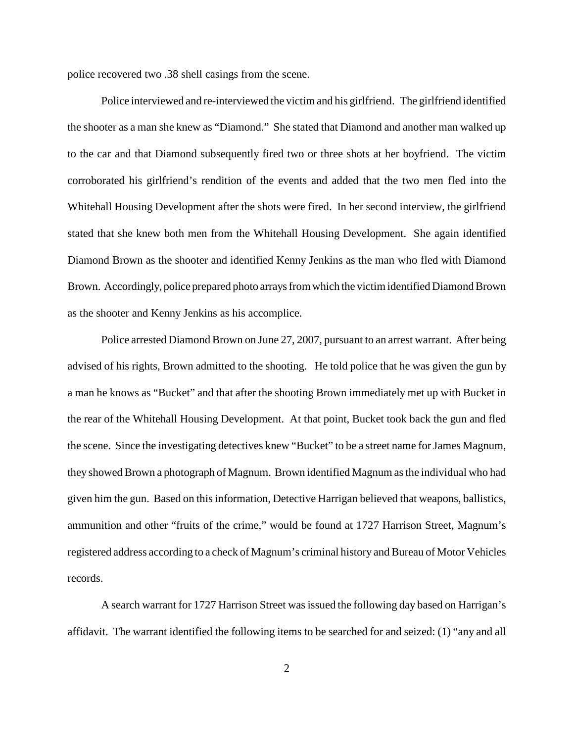police recovered two .38 shell casings from the scene.

Police interviewed and re-interviewed the victim and his girlfriend. The girlfriend identified the shooter as a man she knew as "Diamond." She stated that Diamond and another man walked up to the car and that Diamond subsequently fired two or three shots at her boyfriend. The victim corroborated his girlfriend's rendition of the events and added that the two men fled into the Whitehall Housing Development after the shots were fired. In her second interview, the girlfriend stated that she knew both men from the Whitehall Housing Development. She again identified Diamond Brown as the shooter and identified Kenny Jenkins as the man who fled with Diamond Brown. Accordingly, police prepared photo arrays from which the victim identified Diamond Brown as the shooter and Kenny Jenkins as his accomplice.

Police arrested Diamond Brown on June 27, 2007, pursuant to an arrest warrant. After being advised of his rights, Brown admitted to the shooting. He told police that he was given the gun by a man he knows as "Bucket" and that after the shooting Brown immediately met up with Bucket in the rear of the Whitehall Housing Development. At that point, Bucket took back the gun and fled the scene. Since the investigating detectives knew "Bucket" to be a street name for James Magnum, they showed Brown a photograph of Magnum. Brown identified Magnum as the individual who had given him the gun. Based on this information, Detective Harrigan believed that weapons, ballistics, ammunition and other "fruits of the crime," would be found at 1727 Harrison Street, Magnum's registered address according to a check of Magnum's criminal history and Bureau of Motor Vehicles records.

A search warrant for 1727 Harrison Street was issued the following day based on Harrigan's affidavit. The warrant identified the following items to be searched for and seized: (1) "any and all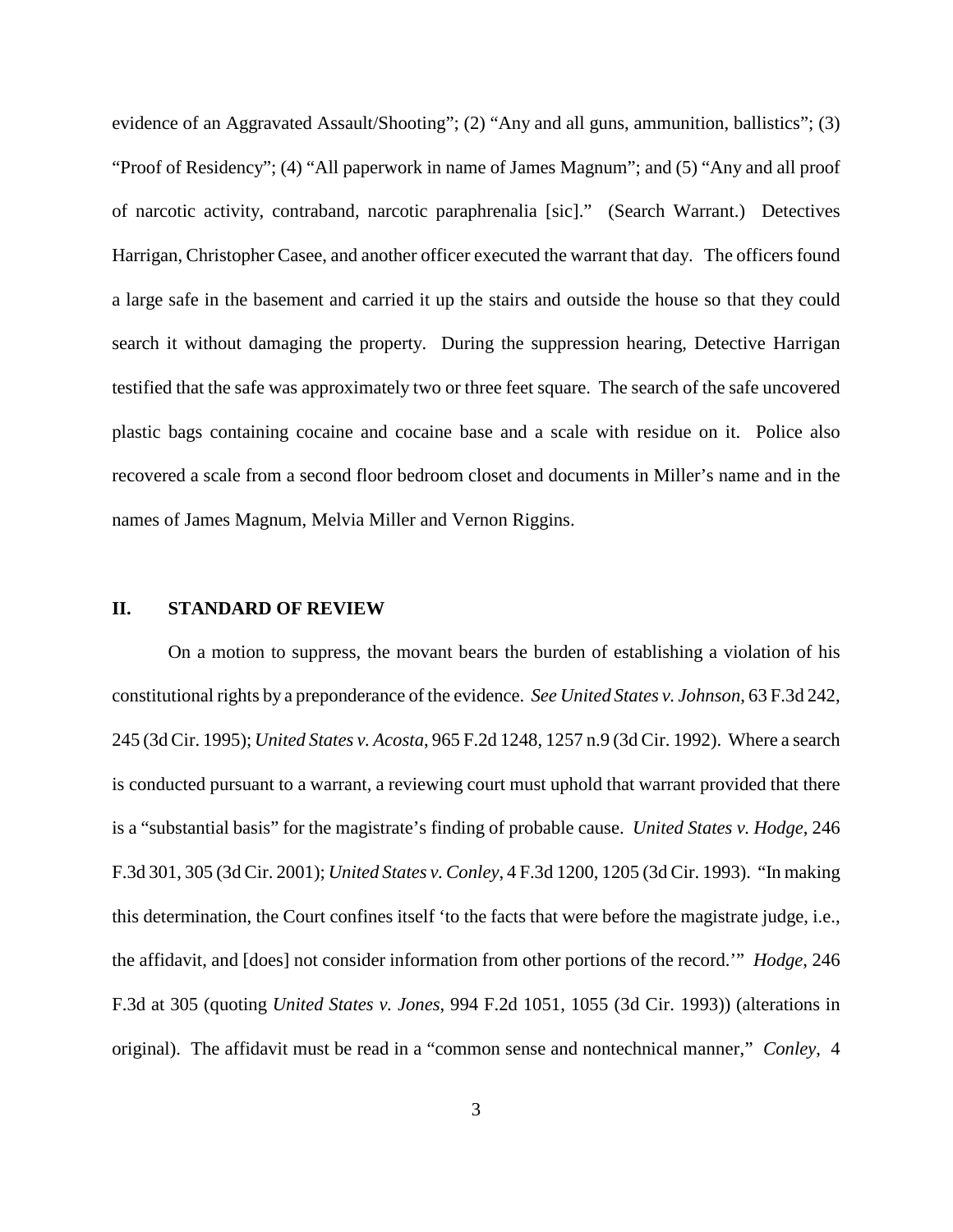evidence of an Aggravated Assault/Shooting"; (2) "Any and all guns, ammunition, ballistics"; (3) "Proof of Residency"; (4) "All paperwork in name of James Magnum"; and (5) "Any and all proof of narcotic activity, contraband, narcotic paraphrenalia [sic]." (Search Warrant.) Detectives Harrigan, Christopher Casee, and another officer executed the warrant that day. The officers found a large safe in the basement and carried it up the stairs and outside the house so that they could search it without damaging the property. During the suppression hearing, Detective Harrigan testified that the safe was approximately two or three feet square. The search of the safe uncovered plastic bags containing cocaine and cocaine base and a scale with residue on it. Police also recovered a scale from a second floor bedroom closet and documents in Miller's name and in the names of James Magnum, Melvia Miller and Vernon Riggins.

## II. STANDARD OF REVIEW

On a motion to suppress, the movant bears the burden of establishing a violation of his constitutional rights by a preponderance of the evidence. *See United States v. Johnson*, 63 F.3d 242, 245 (3d Cir. 1995); *United States v. Acosta*, 965 F.2d 1248, 1257 n.9 (3d Cir. 1992). Where a search is conducted pursuant to a warrant, a reviewing court must uphold that warrant provided that there is a "substantial basis" for the magistrate's finding of probable cause. *United States v. Hodge*, 246 F.3d 301, 305 (3d Cir. 2001); *United States v. Conley*, 4 F.3d 1200, 1205 (3d Cir. 1993). "In making this determination, the Court confines itself 'to the facts that were before the magistrate judge, i.e., the affidavit, and [does] not consider information from other portions of the record.'" *Hodge*, 246 F.3d at 305 (quoting *United States v. Jones*, 994 F.2d 1051, 1055 (3d Cir. 1993)) (alterations in original). The affidavit must be read in a "common sense and nontechnical manner," *Conley*, 4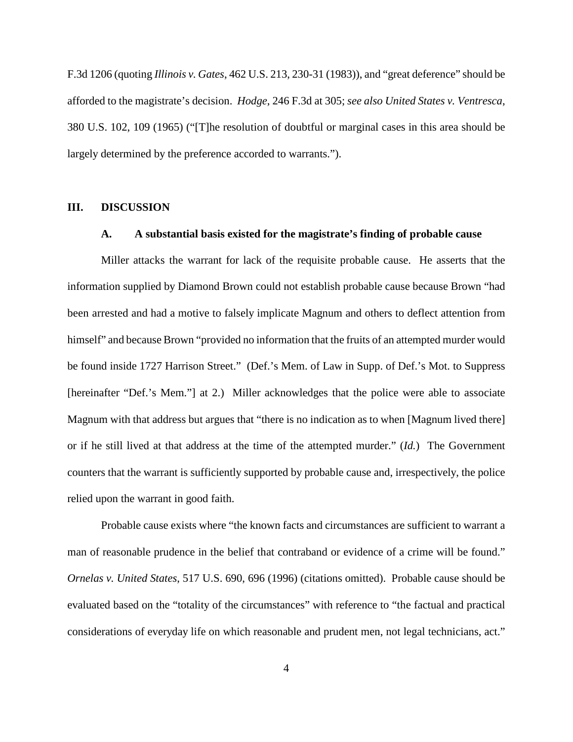F.3d 1206 (quoting *Illinois v. Gates*, 462 U.S. 213, 230-31 (1983)), and "great deference" should be afforded to the magistrate's decision. *Hodge*, 246 F.3d at 305; *see also United States v. Ventresca*, 380 U.S. 102, 109 (1965) ("[T]he resolution of doubtful or marginal cases in this area should be largely determined by the preference accorded to warrants.").

## III. DISCUSSION

### A. A substantial basis existed for the magistrate's finding of probable cause

Miller attacks the warrant for lack of the requisite probable cause. He asserts that the information supplied by Diamond Brown could not establish probable cause because Brown "had been arrested and had a motive to falsely implicate Magnum and others to deflect attention from himself" and because Brown "provided no information that the fruits of an attempted murder would be found inside 1727 Harrison Street." (Def.'s Mem. of Law in Supp. of Def.'s Mot. to Suppress [hereinafter "Def.'s Mem."] at 2.) Miller acknowledges that the police were able to associate Magnum with that address but argues that "there is no indication as to when [Magnum lived there] or if he still lived at that address at the time of the attempted murder." (*Id.*) The Government counters that the warrant is sufficiently supported by probable cause and, irrespectively, the police relied upon the warrant in good faith.

Probable cause exists where "the known facts and circumstances are sufficient to warrant a man of reasonable prudence in the belief that contraband or evidence of a crime will be found." *Ornelas v. United States*, 517 U.S. 690, 696 (1996) (citations omitted). Probable cause should be evaluated based on the "totality of the circumstances" with reference to "the factual and practical considerations of everyday life on which reasonable and prudent men, not legal technicians, act."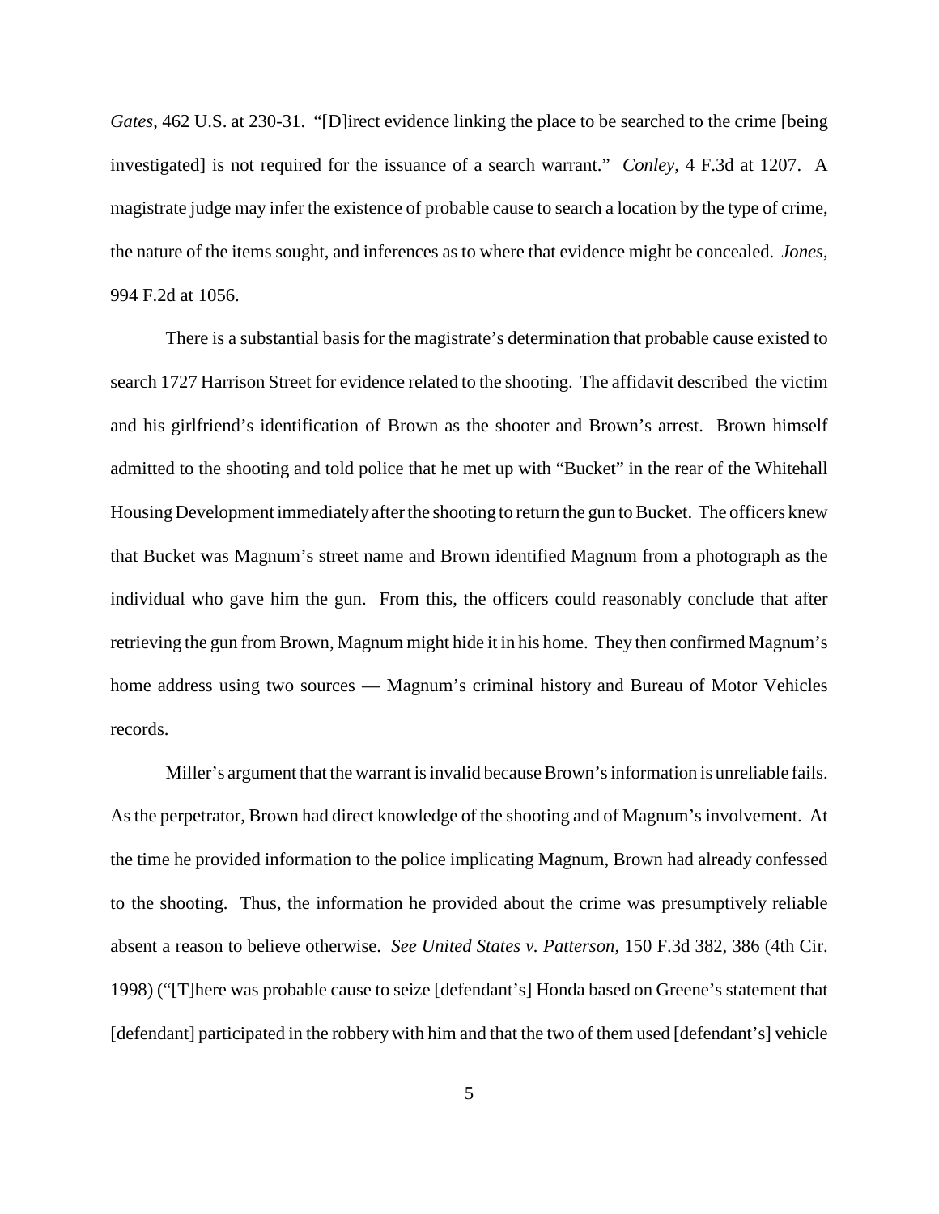*Gates*, 462 U.S. at 230-31. "[D]irect evidence linking the place to be searched to the crime [being investigated] is not required for the issuance of a search warrant." *Conley*, 4 F.3d at 1207. A magistrate judge may infer the existence of probable cause to search a location by the type of crime, the nature of the items sought, and inferences as to where that evidence might be concealed. *Jones*, 994 F.2d at 1056.

There is a substantial basis for the magistrate's determination that probable cause existed to search 1727 Harrison Street for evidence related to the shooting. The affidavit described the victim and his girlfriend's identification of Brown as the shooter and Brown's arrest. Brown himself admitted to the shooting and told police that he met up with "Bucket" in the rear of the Whitehall Housing Development immediately after the shooting to return the gun to Bucket. The officers knew that Bucket was Magnum's street name and Brown identified Magnum from a photograph as the individual who gave him the gun. From this, the officers could reasonably conclude that after retrieving the gun from Brown, Magnum might hide it in his home. They then confirmed Magnum's home address using two sources — Magnum's criminal history and Bureau of Motor Vehicles records.

Miller's argument that the warrant is invalid because Brown's information is unreliable fails. As the perpetrator, Brown had direct knowledge of the shooting and of Magnum's involvement. At the time he provided information to the police implicating Magnum, Brown had already confessed to the shooting. Thus, the information he provided about the crime was presumptively reliable absent a reason to believe otherwise. *See United States v. Patterson*, 150 F.3d 382, 386 (4th Cir. 1998) ("[T]here was probable cause to seize [defendant's] Honda based on Greene's statement that [defendant] participated in the robbery with him and that the two of them used [defendant's] vehicle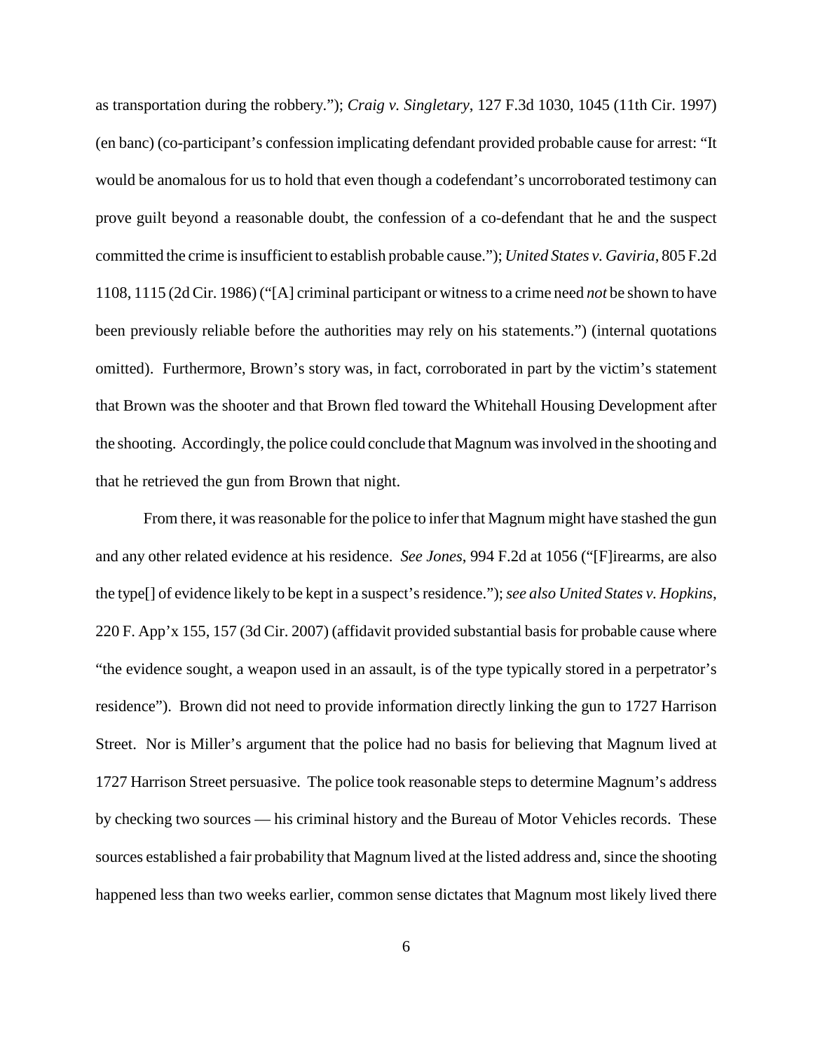as transportation during the robbery."); *Craig v. Singletary*, 127 F.3d 1030, 1045 (11th Cir. 1997) (en banc) (co-participant's confession implicating defendant provided probable cause for arrest: "It would be anomalous for us to hold that even though a codefendant's uncorroborated testimony can prove guilt beyond a reasonable doubt, the confession of a co-defendant that he and the suspect committed the crime is insufficient to establish probable cause."); *United States v. Gaviria*, 805 F.2d 1108, 1115 (2d Cir. 1986) ("[A] criminal participant or witness to a crime need *not* be shown to have been previously reliable before the authorities may rely on his statements.") (internal quotations omitted). Furthermore, Brown's story was, in fact, corroborated in part by the victim's statement that Brown was the shooter and that Brown fled toward the Whitehall Housing Development after the shooting. Accordingly, the police could conclude that Magnum was involved in the shooting and that he retrieved the gun from Brown that night.

From there, it was reasonable for the police to infer that Magnum might have stashed the gun and any other related evidence at his residence. *See Jones*, 994 F.2d at 1056 ("[F]irearms, are also the type[] of evidence likely to be kept in a suspect's residence."); *see also United States v. Hopkins*, 220 F. App'x 155, 157 (3d Cir. 2007) (affidavit provided substantial basis for probable cause where "the evidence sought, a weapon used in an assault, is of the type typically stored in a perpetrator's residence"). Brown did not need to provide information directly linking the gun to 1727 Harrison Street. Nor is Miller's argument that the police had no basis for believing that Magnum lived at 1727 Harrison Street persuasive. The police took reasonable steps to determine Magnum's address by checking two sources — his criminal history and the Bureau of Motor Vehicles records. These sources established a fair probability that Magnum lived at the listed address and, since the shooting happened less than two weeks earlier, common sense dictates that Magnum most likely lived there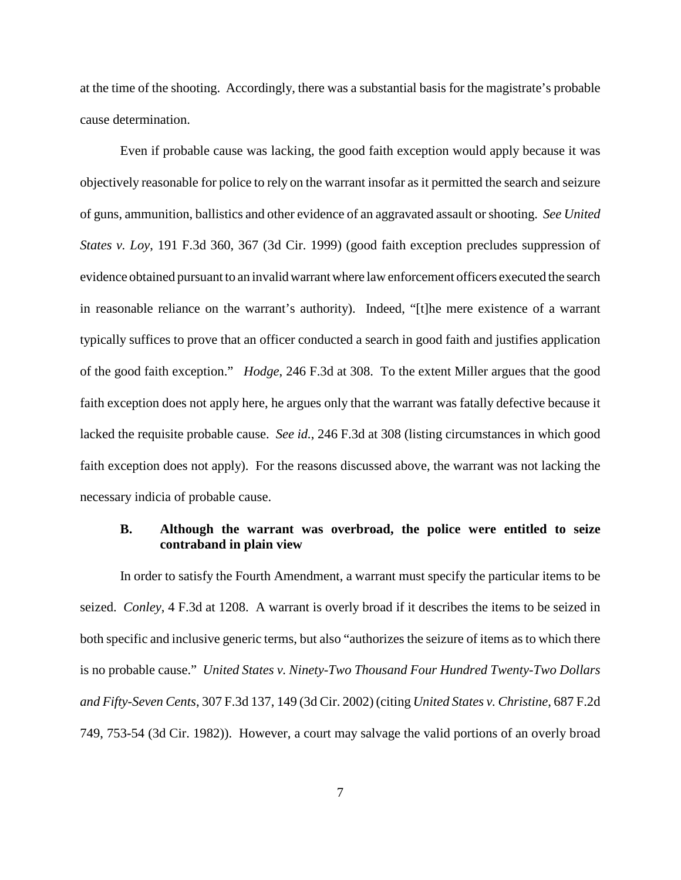at the time of the shooting. Accordingly, there was a substantial basis for the magistrate's probable cause determination.

Even if probable cause was lacking, the good faith exception would apply because it was objectively reasonable for police to rely on the warrant insofar as it permitted the search and seizure of guns, ammunition, ballistics and other evidence of an aggravated assault or shooting. *See United States v. Loy*, 191 F.3d 360, 367 (3d Cir. 1999) (good faith exception precludes suppression of evidence obtained pursuant to an invalid warrant where law enforcement officers executed the search in reasonable reliance on the warrant's authority). Indeed, "[t]he mere existence of a warrant typically suffices to prove that an officer conducted a search in good faith and justifies application of the good faith exception." *Hodge*, 246 F.3d at 308. To the extent Miller argues that the good faith exception does not apply here, he argues only that the warrant was fatally defective because it lacked the requisite probable cause. *See id.*, 246 F.3d at 308 (listing circumstances in which good faith exception does not apply). For the reasons discussed above, the warrant was not lacking the necessary indicia of probable cause.

### B. Although the warrant was overbroad, the police were entitled to seize contraband in plain view

In order to satisfy the Fourth Amendment, a warrant must specify the particular items to be seized. *Conley*, 4 F.3d at 1208. A warrant is overly broad if it describes the items to be seized in both specific and inclusive generic terms, but also "authorizes the seizure of items as to which there is no probable cause." *United States v. Ninety-Two Thousand Four Hundred Twenty-Two Dollars and Fifty-Seven Cents*, 307 F.3d 137, 149 (3d Cir. 2002) (citing *United States v. Christine*, 687 F.2d 749, 753-54 (3d Cir. 1982)). However, a court may salvage the valid portions of an overly broad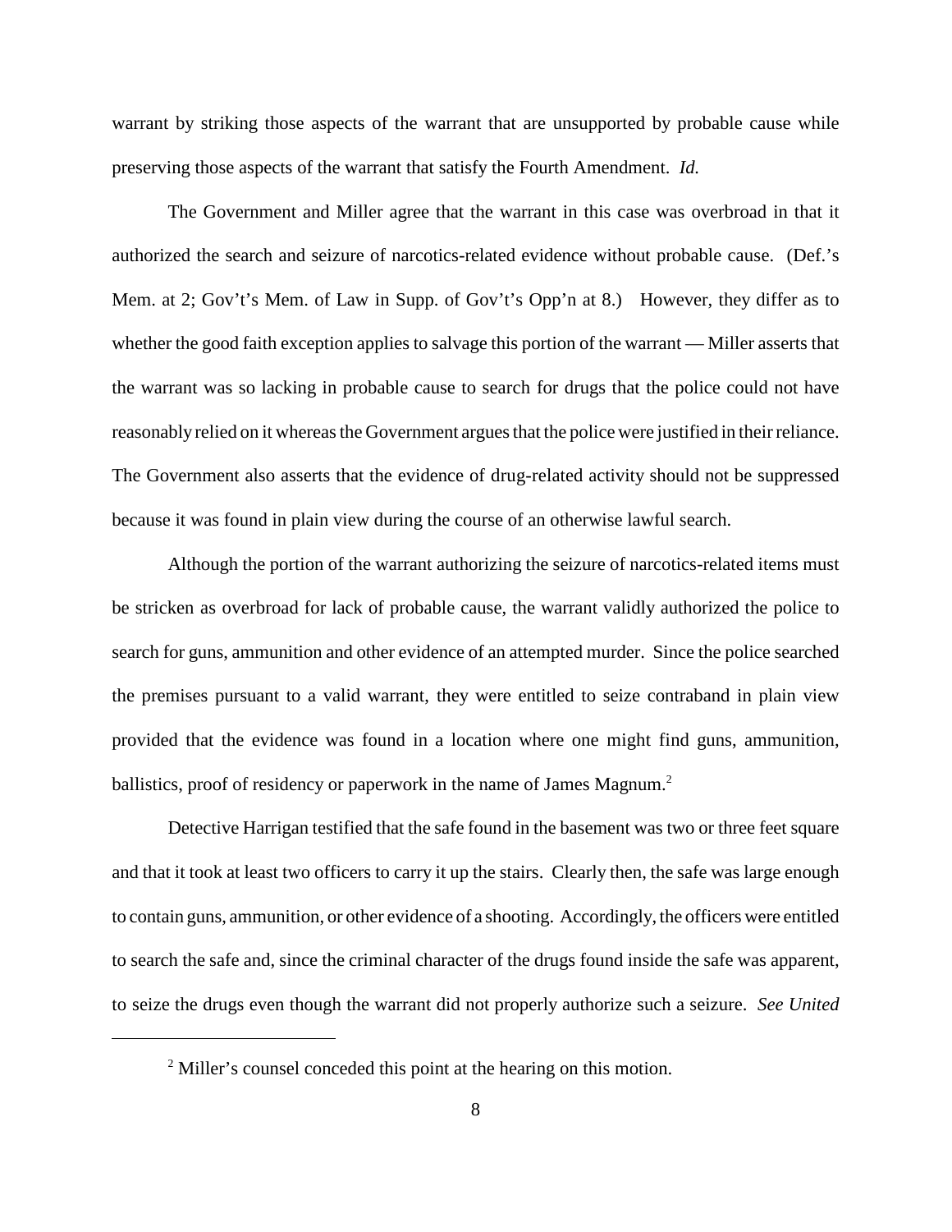warrant by striking those aspects of the warrant that are unsupported by probable cause while preserving those aspects of the warrant that satisfy the Fourth Amendment. *Id.*

The Government and Miller agree that the warrant in this case was overbroad in that it authorized the search and seizure of narcotics-related evidence without probable cause. (Def.'s Mem. at 2; Gov't's Mem. of Law in Supp. of Gov't's Opp'n at 8.) However, they differ as to whether the good faith exception applies to salvage this portion of the warrant — Miller asserts that the warrant was so lacking in probable cause to search for drugs that the police could not have reasonably relied on it whereas the Government argues that the police were justified in their reliance. The Government also asserts that the evidence of drug-related activity should not be suppressed because it was found in plain view during the course of an otherwise lawful search.

Although the portion of the warrant authorizing the seizure of narcotics-related items must be stricken as overbroad for lack of probable cause, the warrant validly authorized the police to search for guns, ammunition and other evidence of an attempted murder. Since the police searched the premises pursuant to a valid warrant, they were entitled to seize contraband in plain view provided that the evidence was found in a location where one might find guns, ammunition, ballistics, proof of residency or paperwork in the name of James Magnum.[2]

Detective Harrigan testified that the safe found in the basement was two or three feet square and that it took at least two officers to carry it up the stairs. Clearly then, the safe was large enough to contain guns, ammunition, or other evidence of a shooting. Accordingly, the officers were entitled to search the safe and, since the criminal character of the drugs found inside the safe was apparent, to seize the drugs even though the warrant did not properly authorize such a seizure. *See United*

[2] Miller's counsel conceded this point at the hearing on this motion.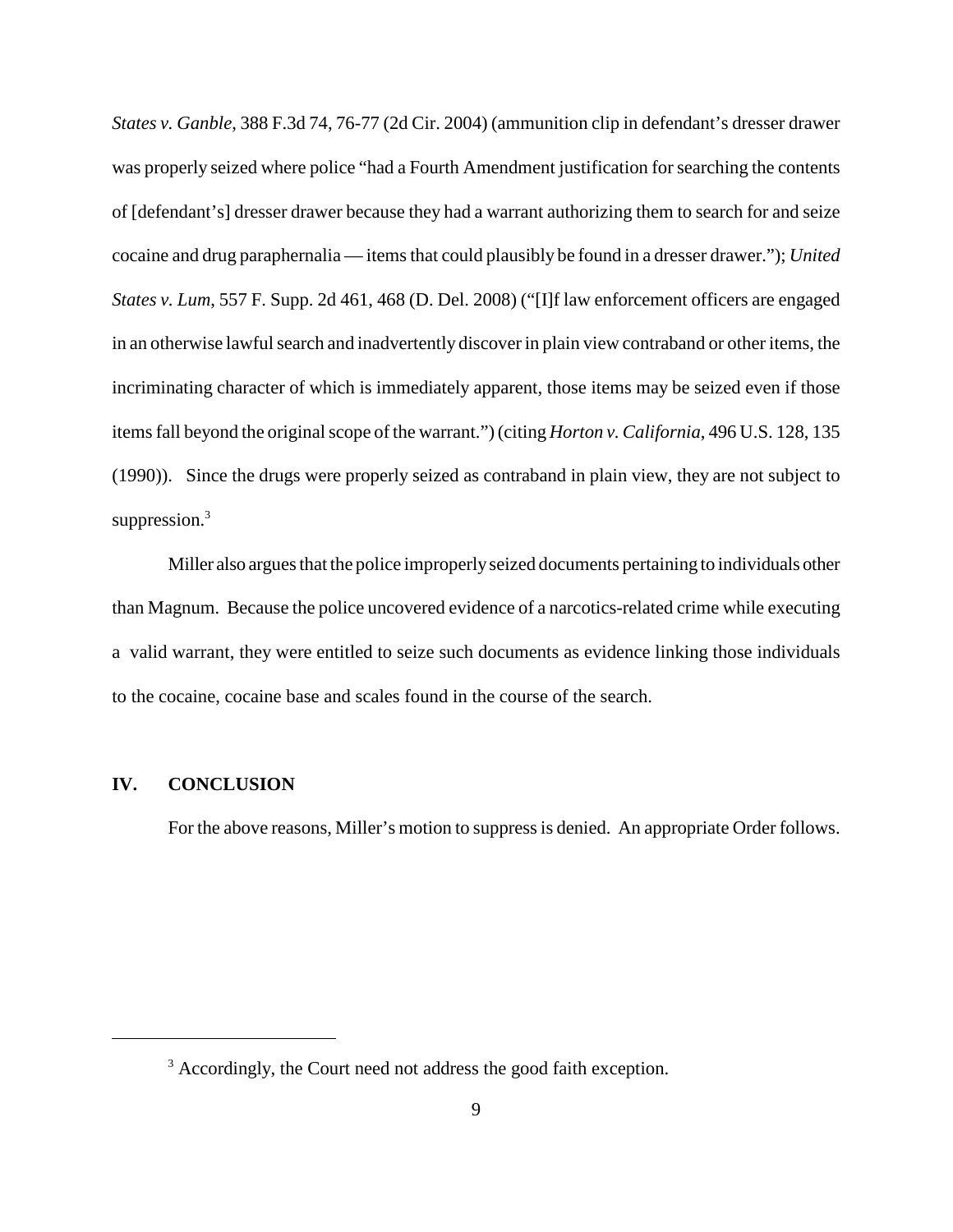*States v. Ganble*, 388 F.3d 74, 76-77 (2d Cir. 2004) (ammunition clip in defendant's dresser drawer was properly seized where police "had a Fourth Amendment justification for searching the contents of [defendant's] dresser drawer because they had a warrant authorizing them to search for and seize cocaine and drug paraphernalia — items that could plausibly be found in a dresser drawer."); *United States v. Lum*, 557 F. Supp. 2d 461, 468 (D. Del. 2008) ("[I]f law enforcement officers are engaged in an otherwise lawful search and inadvertently discover in plain view contraband or other items, the incriminating character of which is immediately apparent, those items may be seized even if those items fall beyond the original scope of the warrant.") (citing *Horton v. California*, 496 U.S. 128, 135 (1990)). Since the drugs were properly seized as contraband in plain view, they are not subject to suppression.[3]

Miller also argues that the police improperly seized documents pertaining to individuals other than Magnum. Because the police uncovered evidence of a narcotics-related crime while executing a valid warrant, they were entitled to seize such documents as evidence linking those individuals to the cocaine, cocaine base and scales found in the course of the search.

## IV. CONCLUSION

For the above reasons, Miller's motion to suppress is denied. An appropriate Order follows.

---

[3] Accordingly, the Court need not address the good faith exception.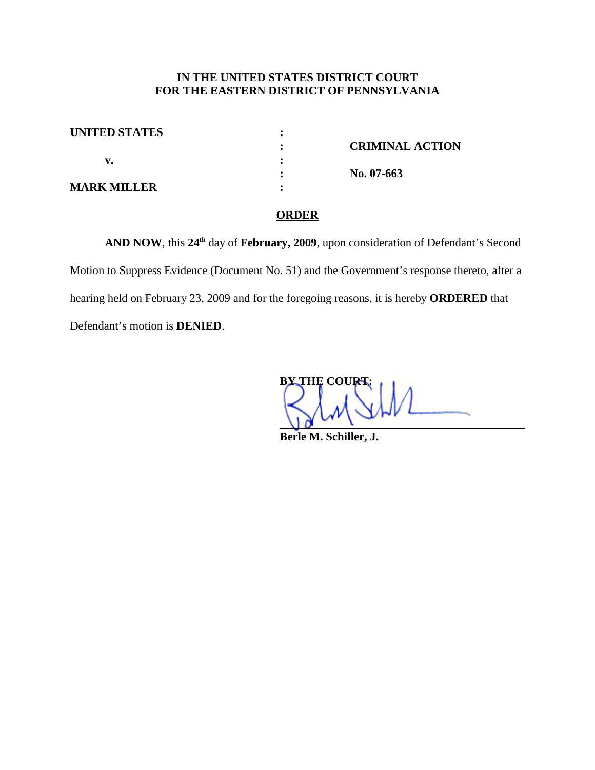**IN THE UNITED STATES DISTRICT COURT**
**FOR THE EASTERN DISTRICT OF PENNSYLVANIA**

| | | |
|---|---|---|
| **UNITED STATES** | : | |
| | : | **CRIMINAL ACTION** |
| **v.** | : | |
| | : | **No. 07-663** |
| **MARK MILLER** | : | |

## ORDER

**AND NOW**, this **24th** day of **February, 2009**, upon consideration of Defendant's Second Motion to Suppress Evidence (Document No. 51) and the Government's response thereto, after a hearing held on February 23, 2009 and for the foregoing reasons, it is hereby **ORDERED** that Defendant's motion is **DENIED**.

**BY THE COURT:**

**Berle M. Schiller, J.**